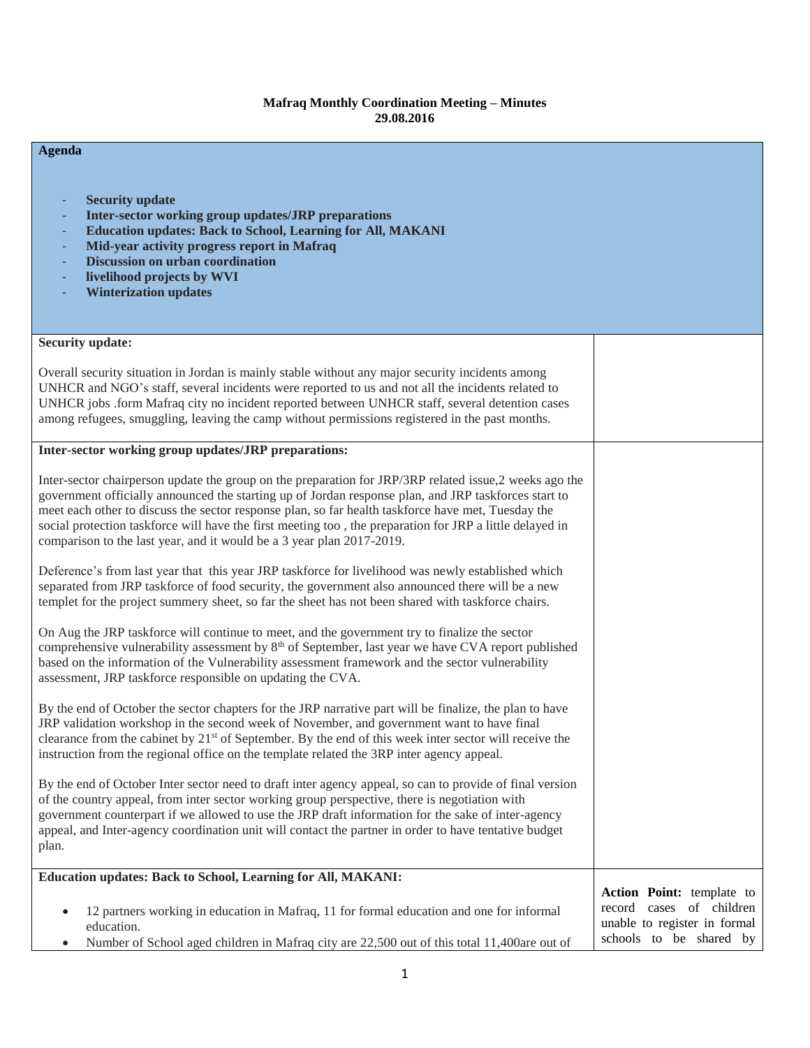**Mafraq Monthly Coordination Meeting – Minutes**
**29.08.2016**

| **Agenda**<br><br>- **Security update**<br>- **Inter-sector working group updates/JRP preparations**<br>- **Education updates: Back to School, Learning for All, MAKANI**<br>- **Mid-year activity progress report in Mafraq**<br>- **Discussion on urban coordination**<br>- **livelihood projects by WVI**<br>- **Winterization updates** | |
|---|---|
| **Security update:**<br><br>Overall security situation in Jordan is mainly stable without any major security incidents among UNHCR and NGO's staff, several incidents were reported to us and not all the incidents related to UNHCR jobs .form Mafraq city no incident reported between UNHCR staff, several detention cases among refugees, smuggling, leaving the camp without permissions registered in the past months. | |
| **Inter-sector working group updates/JRP preparations:**<br><br>Inter-sector chairperson update the group on the preparation for JRP/3RP related issue,2 weeks ago the government officially announced the starting up of Jordan response plan, and JRP taskforces start to meet each other to discuss the sector response plan, so far health taskforce have met, Tuesday the social protection taskforce will have the first meeting too , the preparation for JRP a little delayed in comparison to the last year, and it would be a 3 year plan 2017-2019.<br><br>Deference's from last year that this year JRP taskforce for livelihood was newly established which separated from JRP taskforce of food security, the government also announced there will be a new templet for the project summery sheet, so far the sheet has not been shared with taskforce chairs.<br><br>On Aug the JRP taskforce will continue to meet, and the government try to finalize the sector comprehensive vulnerability assessment by 8th of September, last year we have CVA report published based on the information of the Vulnerability assessment framework and the sector vulnerability assessment, JRP taskforce responsible on updating the CVA.<br><br>By the end of October the sector chapters for the JRP narrative part will be finalize, the plan to have JRP validation workshop in the second week of November, and government want to have final clearance from the cabinet by 21st of September. By the end of this week inter sector will receive the instruction from the regional office on the template related the 3RP inter agency appeal.<br><br>By the end of October Inter sector need to draft inter agency appeal, so can to provide of final version of the country appeal, from inter sector working group perspective, there is negotiation with government counterpart if we allowed to use the JRP draft information for the sake of inter-agency appeal, and Inter-agency coordination unit will contact the partner in order to have tentative budget plan. | |
| **Education updates: Back to School, Learning for All, MAKANI:**<br><br>- 12 partners working in education in Mafraq, 11 for formal education and one for informal education.<br>- Number of School aged children in Mafraq city are 22,500 out of this total 11,400are out of | **Action Point:** template to record cases of children unable to register in formal schools to be shared by |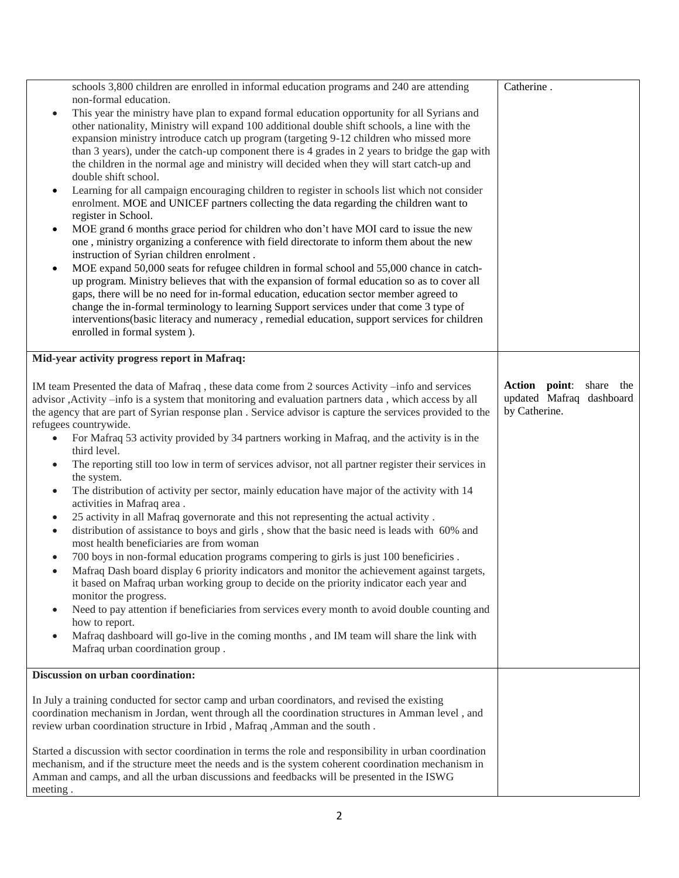| | |
|---|---|
| schools 3,800 children are enrolled in informal education programs and 240 are attending non-formal education.<br>• This year the ministry have plan to expand formal education opportunity for all Syrians and other nationality, Ministry will expand 100 additional double shift schools, a line with the expansion ministry introduce catch up program (targeting 9-12 children who missed more than 3 years), under the catch-up component there is 4 grades in 2 years to bridge the gap with the children in the normal age and ministry will decided when they will start catch-up and double shift school.<br>• Learning for all campaign encouraging children to register in schools list which not consider enrolment. MOE and UNICEF partners collecting the data regarding the children want to register in School.<br>• MOE grand 6 months grace period for children who don't have MOI card to issue the new one , ministry organizing a conference with field directorate to inform them about the new instruction of Syrian children enrolment .<br>• MOE expand 50,000 seats for refugee children in formal school and 55,000 chance in catch-up program. Ministry believes that with the expansion of formal education so as to cover all gaps, there will be no need for in-formal education, education sector member agreed to change the in-formal terminology to learning Support services under that come 3 type of interventions(basic literacy and numeracy , remedial education, support services for children enrolled in formal system ). | Catherine . |
| **Mid-year activity progress report in Mafraq:**<br><br>IM team Presented the data of Mafraq , these data come from 2 sources Activity –info and services advisor ,Activity –info is a system that monitoring and evaluation partners data , which access by all the agency that are part of Syrian response plan . Service advisor is capture the services provided to the refugees countrywide.<br>• For Mafraq 53 activity provided by 34 partners working in Mafraq, and the activity is in the third level.<br>• The reporting still too low in term of services advisor, not all partner register their services in the system.<br>• The distribution of activity per sector, mainly education have major of the activity with 14 activities in Mafraq area .<br>• 25 activity in all Mafraq governorate and this not representing the actual activity .<br>• distribution of assistance to boys and girls , show that the basic need is leads with 60% and most health beneficiaries are from woman<br>• 700 boys in non-formal education programs compering to girls is just 100 beneficiries .<br>• Mafraq Dash board display 6 priority indicators and monitor the achievement against targets, it based on Mafraq urban working group to decide on the priority indicator each year and monitor the progress.<br>• Need to pay attention if beneficiaries from services every month to avoid double counting and how to report.<br>• Mafraq dashboard will go-live in the coming months , and IM team will share the link with Mafraq urban coordination group . | **Action point**: share the updated Mafraq dashboard by Catherine. |
| **Discussion on urban coordination:**<br><br>In July a training conducted for sector camp and urban coordinators, and revised the existing coordination mechanism in Jordan, went through all the coordination structures in Amman level , and review urban coordination structure in Irbid , Mafraq ,Amman and the south .<br><br>Started a discussion with sector coordination in terms the role and responsibility in urban coordination mechanism, and if the structure meet the needs and is the system coherent coordination mechanism in Amman and camps, and all the urban discussions and feedbacks will be presented in the ISWG meeting . | |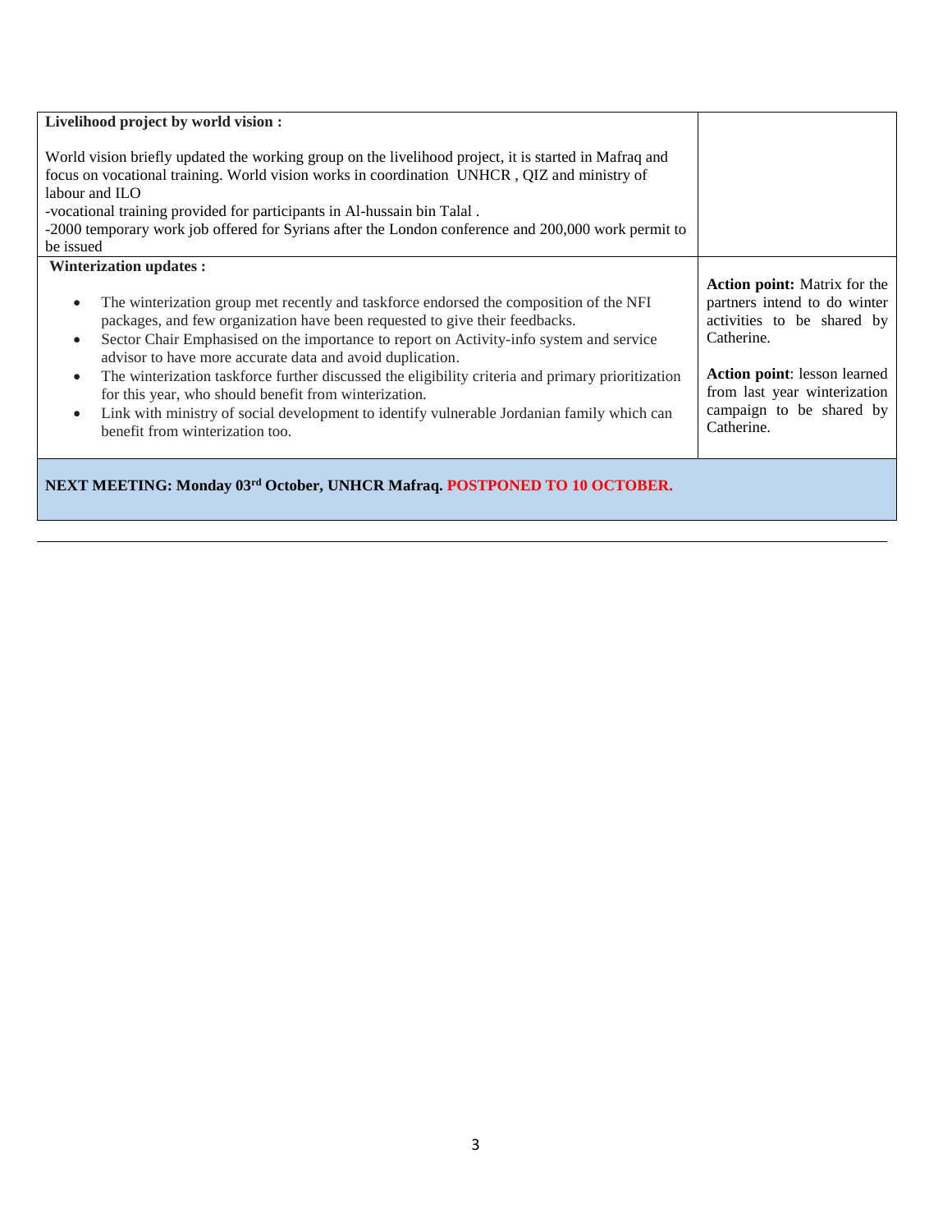| | |
|---|---|
| **Livelihood project by world vision :**<br><br>World vision briefly updated the working group on the livelihood project, it is started in Mafraq and focus on vocational training. World vision works in coordination UNHCR , QIZ and ministry of labour and ILO<br>-vocational training provided for participants in Al-hussain bin Talal .<br>-2000 temporary work job offered for Syrians after the London conference and 200,000 work permit to be issued | |
| **Winterization updates :**<br><br>• The winterization group met recently and taskforce endorsed the composition of the NFI packages, and few organization have been requested to give their feedbacks.<br>• Sector Chair Emphasised on the importance to report on Activity-info system and service advisor to have more accurate data and avoid duplication.<br>• The winterization taskforce further discussed the eligibility criteria and primary prioritization for this year, who should benefit from winterization.<br>• Link with ministry of social development to identify vulnerable Jordanian family which can benefit from winterization too. | **Action point:** Matrix for the partners intend to do winter activities to be shared by Catherine.<br><br>**Action point**: lesson learned from last year winterization campaign to be shared by Catherine. |
| **NEXT MEETING: Monday 03rd October, UNHCR Mafraq. POSTPONED TO 10 OCTOBER.** | |